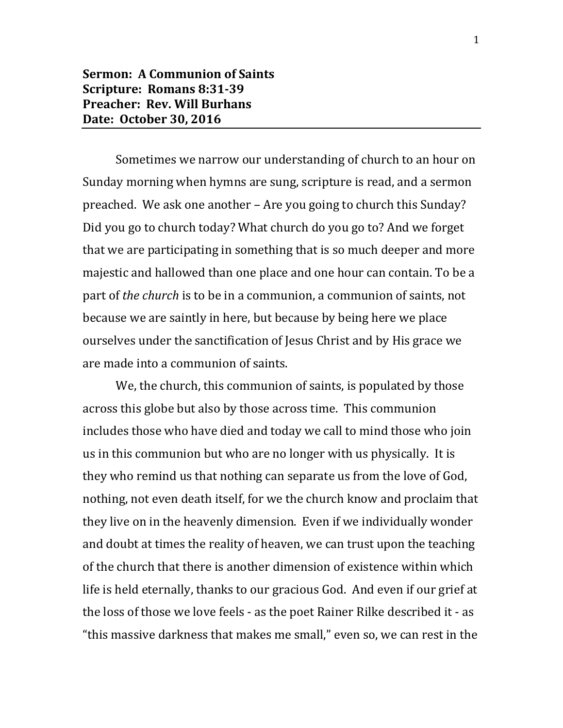**Sermon: A Communion of Saints**
**Scripture: Romans 8:31-39**
**Preacher: Rev. Will Burhans**
**Date: October 30, 2016**

---

Sometimes we narrow our understanding of church to an hour on Sunday morning when hymns are sung, scripture is read, and a sermon preached. We ask one another – Are you going to church this Sunday? Did you go to church today? What church do you go to? And we forget that we are participating in something that is so much deeper and more majestic and hallowed than one place and one hour can contain. To be a part of *the church* is to be in a communion, a communion of saints, not because we are saintly in here, but because by being here we place ourselves under the sanctification of Jesus Christ and by His grace we are made into a communion of saints.

We, the church, this communion of saints, is populated by those across this globe but also by those across time. This communion includes those who have died and today we call to mind those who join us in this communion but who are no longer with us physically. It is they who remind us that nothing can separate us from the love of God, nothing, not even death itself, for we the church know and proclaim that they live on in the heavenly dimension. Even if we individually wonder and doubt at times the reality of heaven, we can trust upon the teaching of the church that there is another dimension of existence within which life is held eternally, thanks to our gracious God. And even if our grief at the loss of those we love feels - as the poet Rainer Rilke described it - as "this massive darkness that makes me small," even so, we can rest in the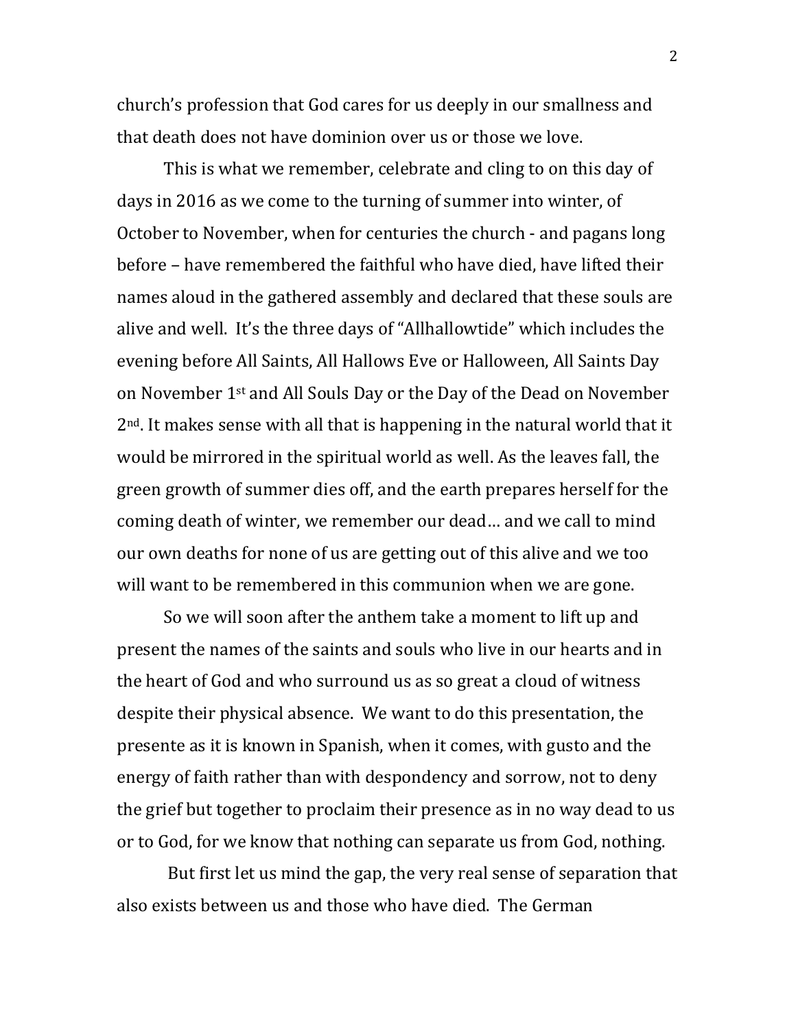church's profession that God cares for us deeply in our smallness and that death does not have dominion over us or those we love.

This is what we remember, celebrate and cling to on this day of days in 2016 as we come to the turning of summer into winter, of October to November, when for centuries the church - and pagans long before – have remembered the faithful who have died, have lifted their names aloud in the gathered assembly and declared that these souls are alive and well. It's the three days of "Allhallowtide" which includes the evening before All Saints, All Hallows Eve or Halloween, All Saints Day on November 1st and All Souls Day or the Day of the Dead on November 2nd. It makes sense with all that is happening in the natural world that it would be mirrored in the spiritual world as well. As the leaves fall, the green growth of summer dies off, and the earth prepares herself for the coming death of winter, we remember our dead… and we call to mind our own deaths for none of us are getting out of this alive and we too will want to be remembered in this communion when we are gone.

So we will soon after the anthem take a moment to lift up and present the names of the saints and souls who live in our hearts and in the heart of God and who surround us as so great a cloud of witness despite their physical absence. We want to do this presentation, the presente as it is known in Spanish, when it comes, with gusto and the energy of faith rather than with despondency and sorrow, not to deny the grief but together to proclaim their presence as in no way dead to us or to God, for we know that nothing can separate us from God, nothing.

But first let us mind the gap, the very real sense of separation that also exists between us and those who have died. The German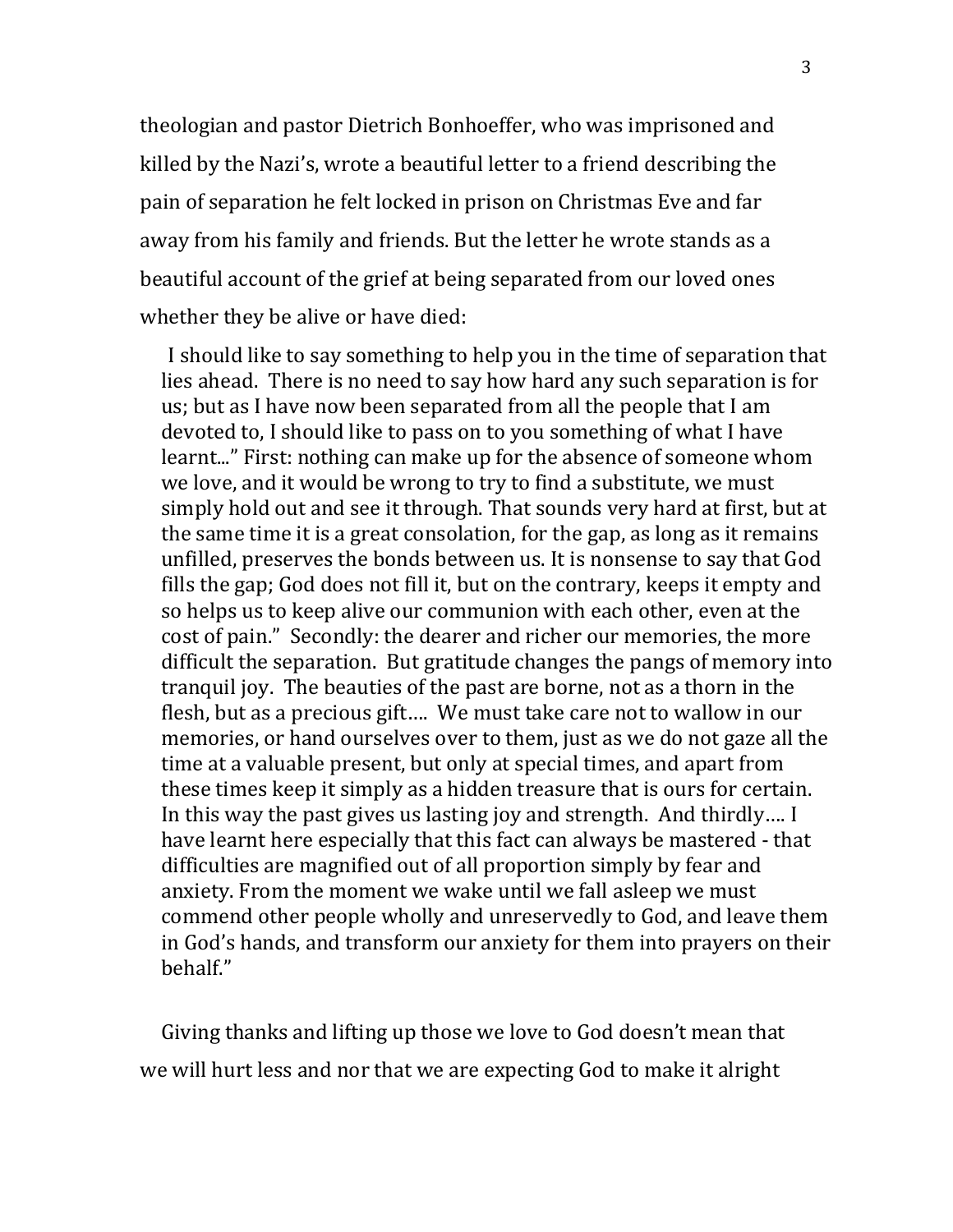theologian and pastor Dietrich Bonhoeffer, who was imprisoned and killed by the Nazi's, wrote a beautiful letter to a friend describing the pain of separation he felt locked in prison on Christmas Eve and far away from his family and friends. But the letter he wrote stands as a beautiful account of the grief at being separated from our loved ones whether they be alive or have died:

> I should like to say something to help you in the time of separation that lies ahead. There is no need to say how hard any such separation is for us; but as I have now been separated from all the people that I am devoted to, I should like to pass on to you something of what I have learnt..." First: nothing can make up for the absence of someone whom we love, and it would be wrong to try to find a substitute, we must simply hold out and see it through. That sounds very hard at first, but at the same time it is a great consolation, for the gap, as long as it remains unfilled, preserves the bonds between us. It is nonsense to say that God fills the gap; God does not fill it, but on the contrary, keeps it empty and so helps us to keep alive our communion with each other, even at the cost of pain." Secondly: the dearer and richer our memories, the more difficult the separation. But gratitude changes the pangs of memory into tranquil joy. The beauties of the past are borne, not as a thorn in the flesh, but as a precious gift…. We must take care not to wallow in our memories, or hand ourselves over to them, just as we do not gaze all the time at a valuable present, but only at special times, and apart from these times keep it simply as a hidden treasure that is ours for certain. In this way the past gives us lasting joy and strength. And thirdly…. I have learnt here especially that this fact can always be mastered - that difficulties are magnified out of all proportion simply by fear and anxiety. From the moment we wake until we fall asleep we must commend other people wholly and unreservedly to God, and leave them in God's hands, and transform our anxiety for them into prayers on their behalf."

Giving thanks and lifting up those we love to God doesn't mean that we will hurt less and nor that we are expecting God to make it alright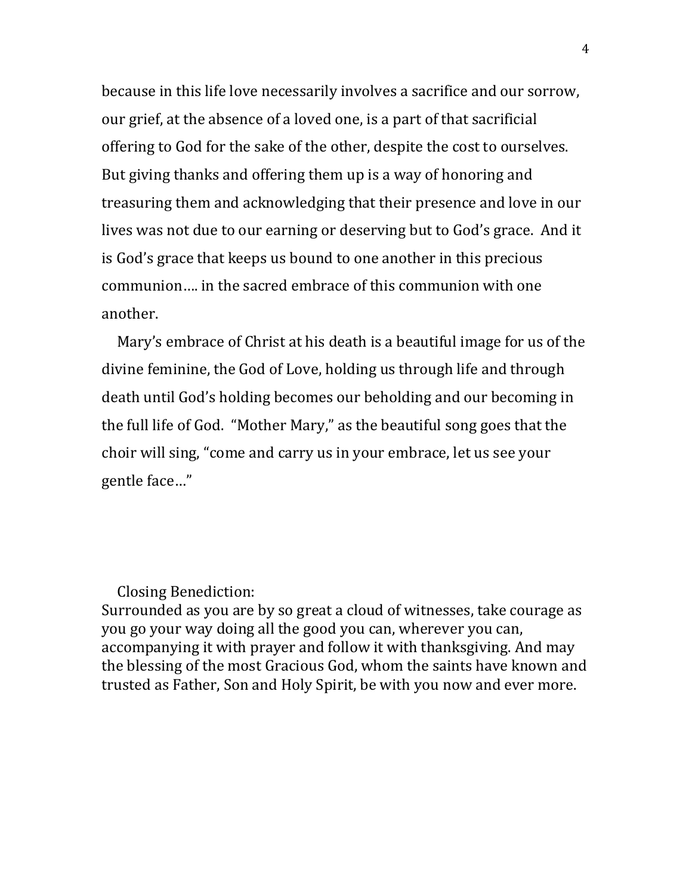because in this life love necessarily involves a sacrifice and our sorrow, our grief, at the absence of a loved one, is a part of that sacrificial offering to God for the sake of the other, despite the cost to ourselves. But giving thanks and offering them up is a way of honoring and treasuring them and acknowledging that their presence and love in our lives was not due to our earning or deserving but to God's grace. And it is God's grace that keeps us bound to one another in this precious communion…. in the sacred embrace of this communion with one another.

Mary's embrace of Christ at his death is a beautiful image for us of the divine feminine, the God of Love, holding us through life and through death until God's holding becomes our beholding and our becoming in the full life of God. "Mother Mary," as the beautiful song goes that the choir will sing, "come and carry us in your embrace, let us see your gentle face…"

Closing Benediction:

Surrounded as you are by so great a cloud of witnesses, take courage as you go your way doing all the good you can, wherever you can, accompanying it with prayer and follow it with thanksgiving. And may the blessing of the most Gracious God, whom the saints have known and trusted as Father, Son and Holy Spirit, be with you now and ever more.